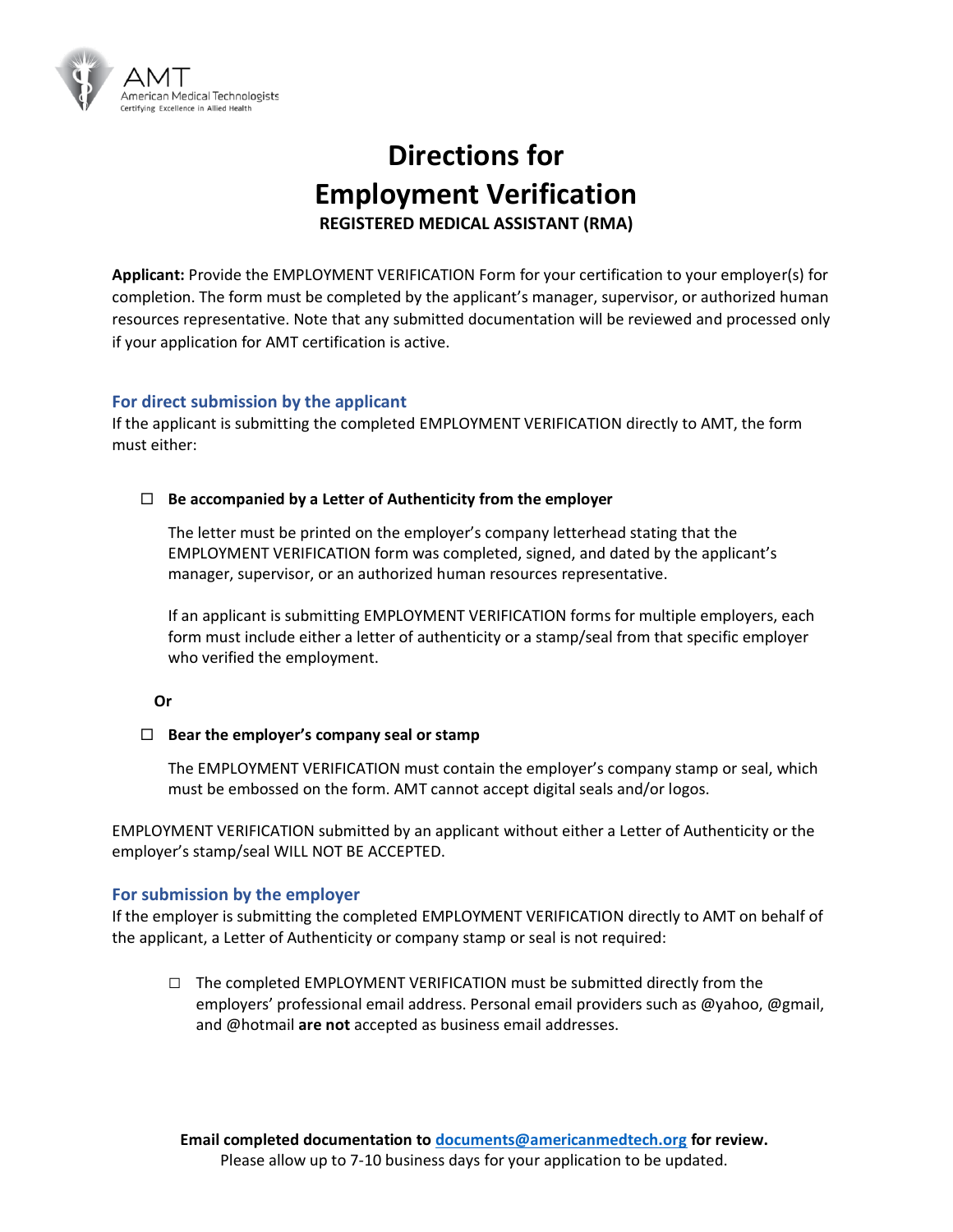AMT
American Medical Technologists
Certifying Excellence in Allied Health

# Directions for Employment Verification

**REGISTERED MEDICAL ASSISTANT (RMA)**

**Applicant:** Provide the EMPLOYMENT VERIFICATION Form for your certification to your employer(s) for completion. The form must be completed by the applicant's manager, supervisor, or authorized human resources representative. Note that any submitted documentation will be reviewed and processed only if your application for AMT certification is active.

## For direct submission by the applicant

If the applicant is submitting the completed EMPLOYMENT VERIFICATION directly to AMT, the form must either:

☐ **Be accompanied by a Letter of Authenticity from the employer**

The letter must be printed on the employer's company letterhead stating that the EMPLOYMENT VERIFICATION form was completed, signed, and dated by the applicant's manager, supervisor, or an authorized human resources representative.

If an applicant is submitting EMPLOYMENT VERIFICATION forms for multiple employers, each form must include either a letter of authenticity or a stamp/seal from that specific employer who verified the employment.

**Or**

☐ **Bear the employer's company seal or stamp**

The EMPLOYMENT VERIFICATION must contain the employer's company stamp or seal, which must be embossed on the form. AMT cannot accept digital seals and/or logos.

EMPLOYMENT VERIFICATION submitted by an applicant without either a Letter of Authenticity or the employer's stamp/seal WILL NOT BE ACCEPTED.

## For submission by the employer

If the employer is submitting the completed EMPLOYMENT VERIFICATION directly to AMT on behalf of the applicant, a Letter of Authenticity or company stamp or seal is not required:

☐ The completed EMPLOYMENT VERIFICATION must be submitted directly from the employers' professional email address. Personal email providers such as @yahoo, @gmail, and @hotmail **are not** accepted as business email addresses.

**Email completed documentation to [documents@americanmedtech.org](mailto:documents@americanmedtech.org) for review.**
Please allow up to 7-10 business days for your application to be updated.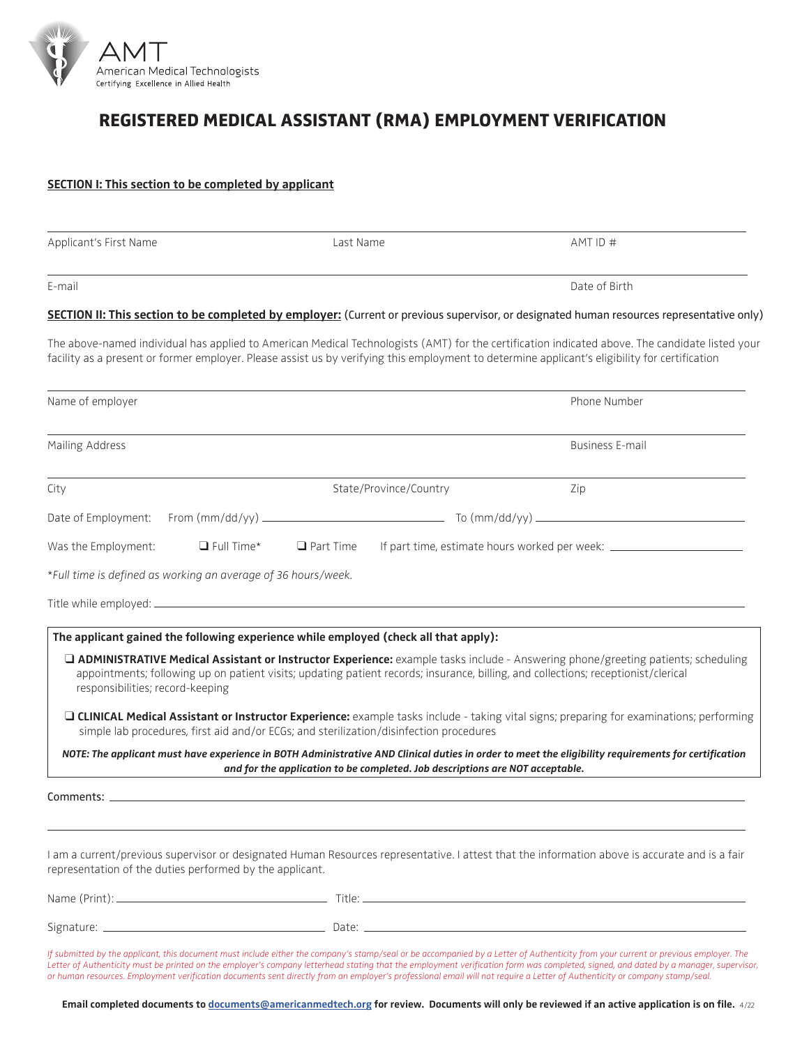AMT
American Medical Technologists
Certifying Excellence in Allied Health

# REGISTERED MEDICAL ASSISTANT (RMA) EMPLOYMENT VERIFICATION

**SECTION I: This section to be completed by applicant**

Applicant's First Name | Last Name | AMT ID #

E-mail | Date of Birth

**SECTION II: This section to be completed by employer:** (Current or previous supervisor, or designated human resources representative only)

The above-named individual has applied to American Medical Technologists (AMT) for the certification indicated above. The candidate listed your facility as a present or former employer. Please assist us by verifying this employment to determine applicant's eligibility for certification

Name of employer | Phone Number

Mailing Address | Business E-mail

City | State/Province/Country | Zip

Date of Employment: From (mm/dd/yy) ______________ To (mm/dd/yy) ______________

Was the Employment: ❑ Full Time* ❑ Part Time If part time, estimate hours worked per week: ______________

*\*Full time is defined as working an average of 36 hours/week.*

Title while employed: ______________

**The applicant gained the following experience while employed (check all that apply):**

❑ **ADMINISTRATIVE Medical Assistant or Instructor Experience:** example tasks include - Answering phone/greeting patients; scheduling appointments; following up on patient visits; updating patient records; insurance, billing, and collections; receptionist/clerical responsibilities; record-keeping

❑ **CLINICAL Medical Assistant or Instructor Experience:** example tasks include - taking vital signs; preparing for examinations; performing simple lab procedures, first aid and/or ECGs; and sterilization/disinfection procedures

***NOTE: The applicant must have experience in BOTH Administrative AND Clinical duties in order to meet the eligibility requirements for certification and for the application to be completed. Job descriptions are NOT acceptable.***

Comments: ______________

I am a current/previous supervisor or designated Human Resources representative. I attest that the information above is accurate and is a fair representation of the duties performed by the applicant.

Name (Print): ______________ Title: ______________

Signature: ______________ Date: ______________

*If submitted by the applicant, this document must include either the company's stamp/seal or be accompanied by a Letter of Authenticity from your current or previous employer. The Letter of Authenticity must be printed on the employer's company letterhead stating that the employment verification form was completed, signed, and dated by a manager, supervisor, or human resources. Employment verification documents sent directly from an employer's professional email will not require a Letter of Authenticity or company stamp/seal.*

**Email completed documents to documents@americanmedtech.org for review. Documents will only be reviewed if an active application is on file.** 4/22